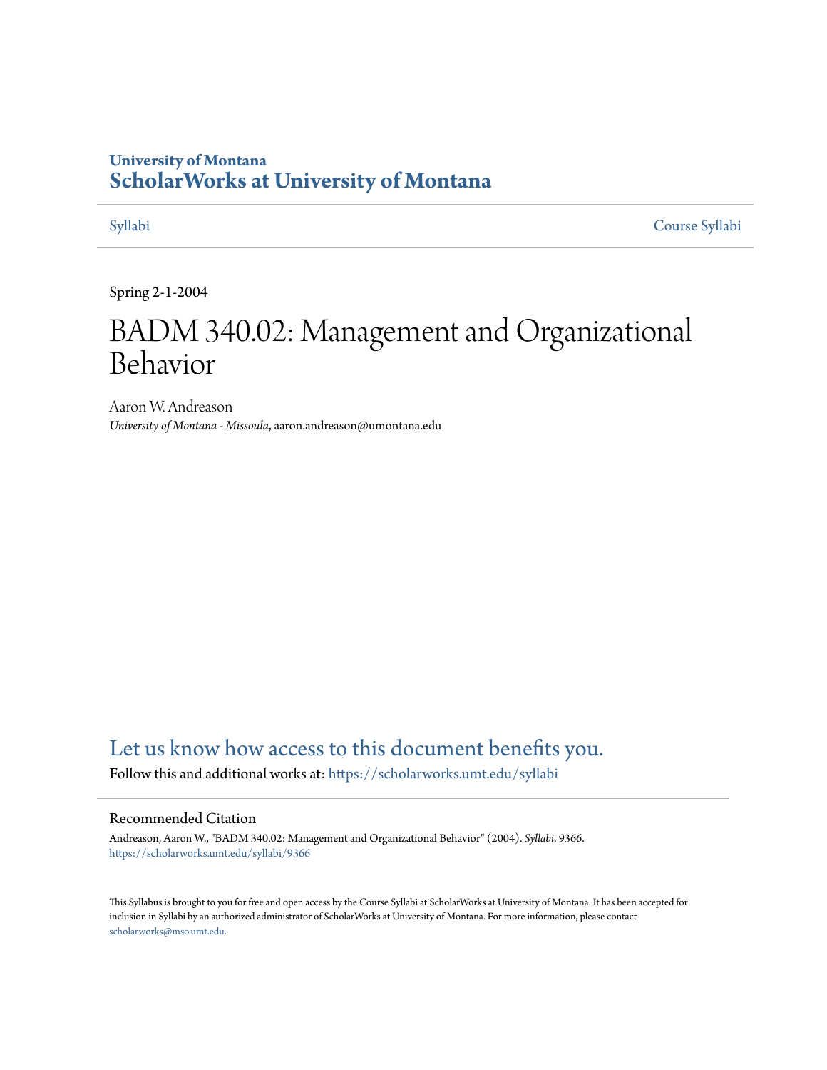University of Montana
# ScholarWorks at University of Montana

Syllabi | Course Syllabi

Spring 2-1-2004

# BADM 340.02: Management and Organizational Behavior

Aaron W. Andreason
*University of Montana - Missoula*, aaron.andreason@umontana.edu

## Let us know how access to this document benefits you.

Follow this and additional works at: https://scholarworks.umt.edu/syllabi

### Recommended Citation

Andreason, Aaron W., "BADM 340.02: Management and Organizational Behavior" (2004). *Syllabi*. 9366.
https://scholarworks.umt.edu/syllabi/9366

This Syllabus is brought to you for free and open access by the Course Syllabi at ScholarWorks at University of Montana. It has been accepted for inclusion in Syllabi by an authorized administrator of ScholarWorks at University of Montana. For more information, please contact scholarworks@mso.umt.edu.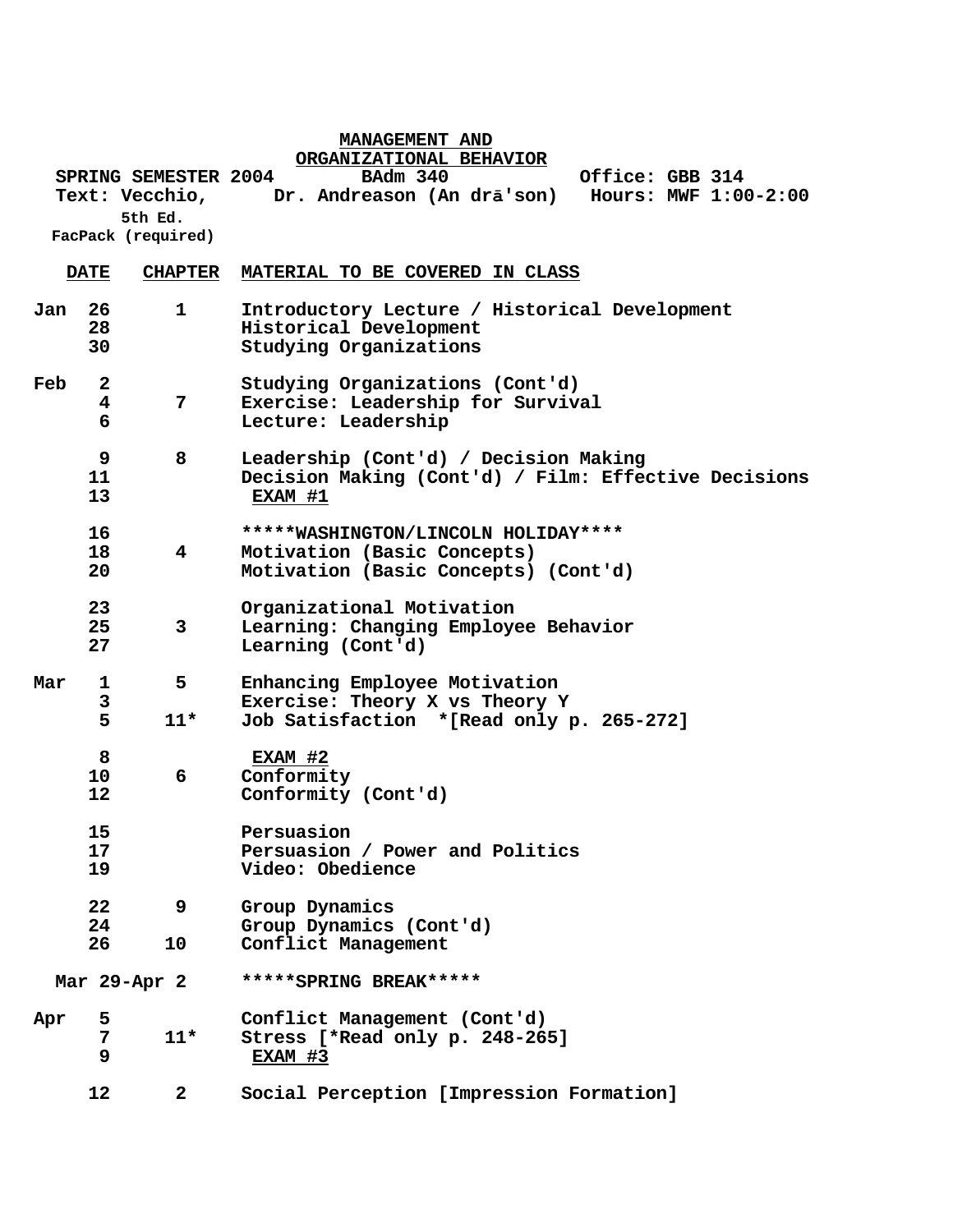# MANAGEMENT AND ORGANIZATIONAL BEHAVIOR

**SPRING SEMESTER 2004** — **BAdm 340** — **Office: GBB 314**

**Text: Vecchio, 5th Ed.** — **Dr. Andreason (An drā'son)** — **Hours: MWF 1:00-2:00**

**FacPack (required)**

| DATE | | CHAPTER | MATERIAL TO BE COVERED IN CLASS |
|---|---|---|---|
| Jan | 26 | 1 | Introductory Lecture / Historical Development |
| | 28 | | Historical Development |
| | 30 | | Studying Organizations |
| Feb | 2 | | Studying Organizations (Cont'd) |
| | 4 | 7 | Exercise: Leadership for Survival |
| | 6 | | Lecture: Leadership |
| | 9 | 8 | Leadership (Cont'd) / Decision Making |
| | 11 | | Decision Making (Cont'd) / Film: Effective Decisions |
| | 13 | | EXAM #1 |
| | 16 | | *****WASHINGTON/LINCOLN HOLIDAY**** |
| | 18 | 4 | Motivation (Basic Concepts) |
| | 20 | | Motivation (Basic Concepts) (Cont'd) |
| | 23 | | Organizational Motivation |
| | 25 | 3 | Learning: Changing Employee Behavior |
| | 27 | | Learning (Cont'd) |
| Mar | 1 | 5 | Enhancing Employee Motivation |
| | 3 | | Exercise: Theory X vs Theory Y |
| | 5 | 11* | Job Satisfaction *[Read only p. 265-272] |
| | 8 | | EXAM #2 |
| | 10 | 6 | Conformity |
| | 12 | | Conformity (Cont'd) |
| | 15 | | Persuasion |
| | 17 | | Persuasion / Power and Politics |
| | 19 | | Video: Obedience |
| | 22 | 9 | Group Dynamics |
| | 24 | | Group Dynamics (Cont'd) |
| | 26 | 10 | Conflict Management |
| Mar 29-Apr 2 | | | *****SPRING BREAK***** |
| Apr | 5 | | Conflict Management (Cont'd) |
| | 7 | 11* | Stress [*Read only p. 248-265] |
| | 9 | | EXAM #3 |
| | 12 | 2 | Social Perception [Impression Formation] |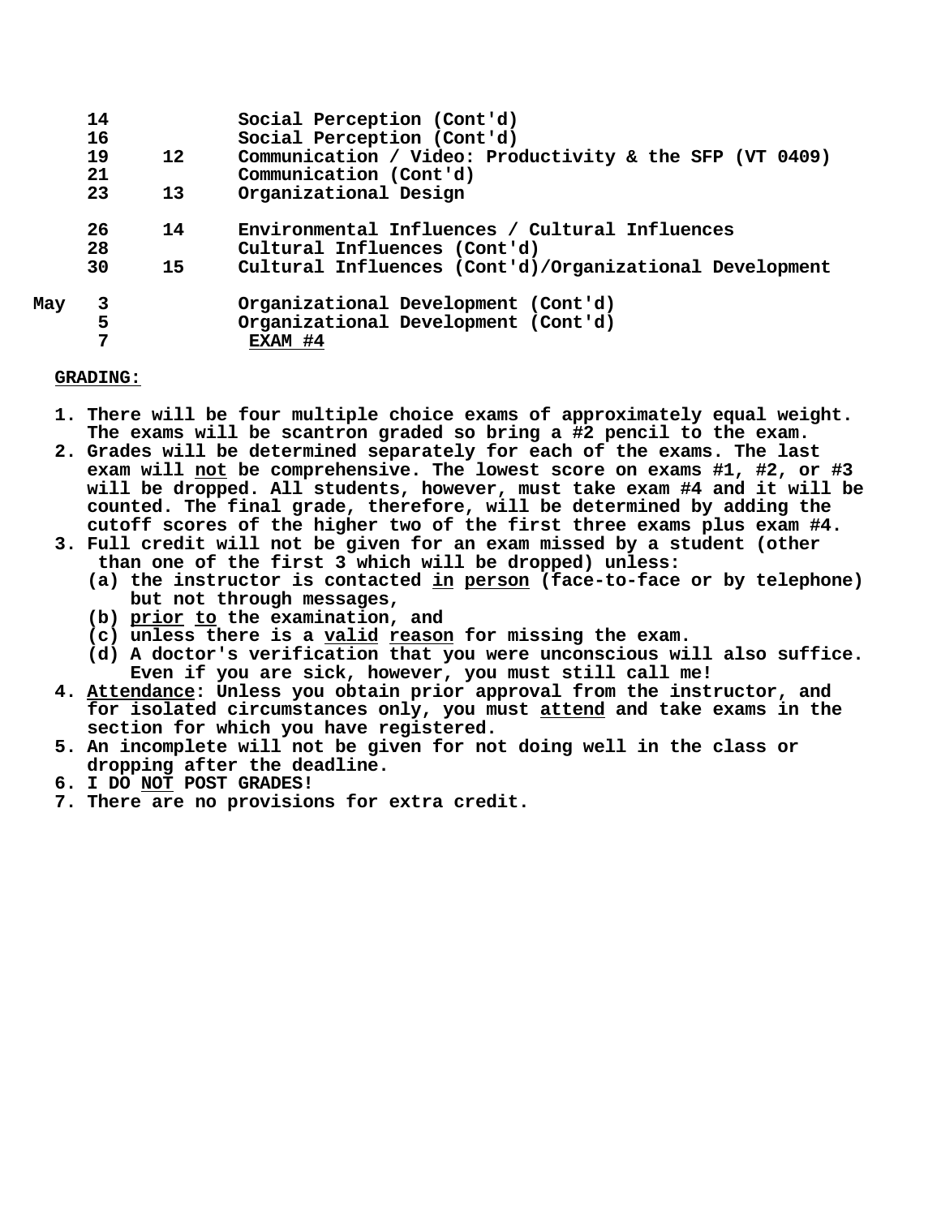| | | | |
|---|---|---|---|
| | 14 | | Social Perception (Cont'd) |
| | 16 | | Social Perception (Cont'd) |
| | 19 | 12 | Communication / Video: Productivity & the SFP (VT 0409) |
| | 21 | | Communication (Cont'd) |
| | 23 | 13 | Organizational Design |
| | 26 | 14 | Environmental Influences / Cultural Influences |
| | 28 | | Cultural Influences (Cont'd) |
| | 30 | 15 | Cultural Influences (Cont'd)/Organizational Development |
| May | 3 | | Organizational Development (Cont'd) |
| | 5 | | Organizational Development (Cont'd) |
| | 7 | | **EXAM #4** |

**GRADING:**

1. There will be four multiple choice exams of approximately equal weight. The exams will be scantron graded so bring a #2 pencil to the exam.
2. Grades will be determined separately for each of the exams. The last exam will not be comprehensive. The lowest score on exams #1, #2, or #3 will be dropped. All students, however, must take exam #4 and it will be counted. The final grade, therefore, will be determined by adding the cutoff scores of the higher two of the first three exams plus exam #4.
3. Full credit will not be given for an exam missed by a student (other than one of the first 3 which will be dropped) unless:
   (a) the instructor is contacted in person (face-to-face or by telephone) but not through messages,
   (b) prior to the examination, and
   (c) unless there is a valid reason for missing the exam.
   (d) A doctor's verification that you were unconscious will also suffice. Even if you are sick, however, you must still call me!
4. Attendance: Unless you obtain prior approval from the instructor, and for isolated circumstances only, you must attend and take exams in the section for which you have registered.
5. An incomplete will not be given for not doing well in the class or dropping after the deadline.
6. I DO NOT POST GRADES!
7. There are no provisions for extra credit.